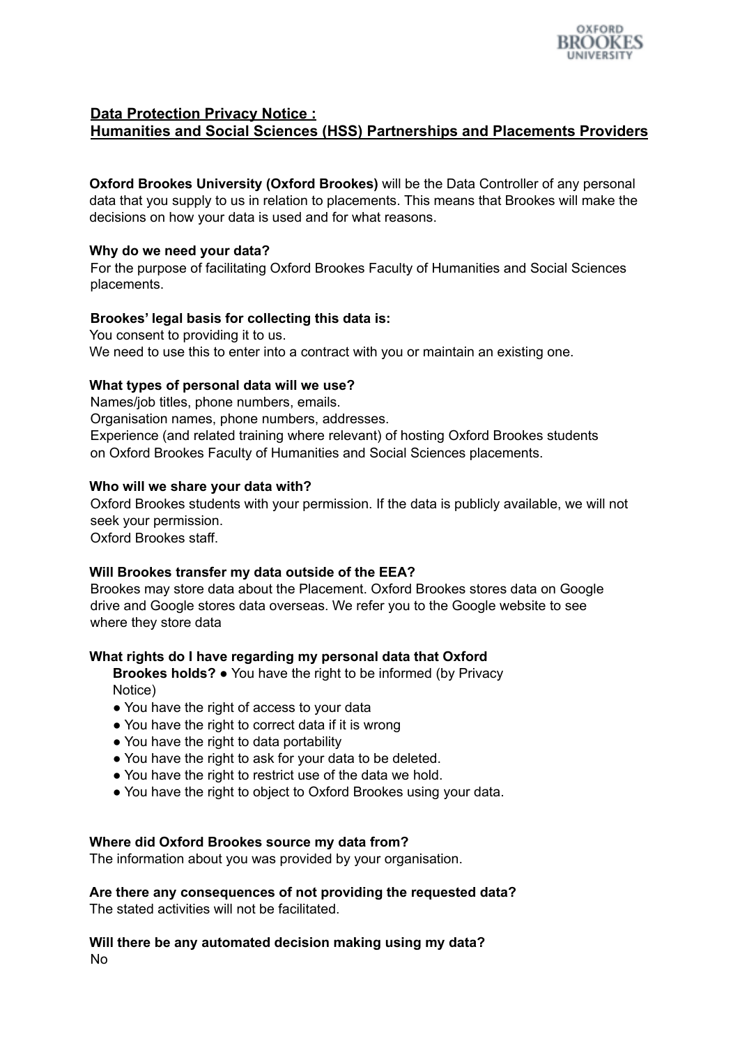## Data Protection Privacy Notice :
## Humanities and Social Sciences (HSS) Partnerships and Placements Providers

**Oxford Brookes University (Oxford Brookes)** will be the Data Controller of any personal data that you supply to us in relation to placements. This means that Brookes will make the decisions on how your data is used and for what reasons.

**Why do we need your data?**
For the purpose of facilitating Oxford Brookes Faculty of Humanities and Social Sciences placements.

**Brookes' legal basis for collecting this data is:**
You consent to providing it to us.
We need to use this to enter into a contract with you or maintain an existing one.

**What types of personal data will we use?**
Names/job titles, phone numbers, emails.
Organisation names, phone numbers, addresses.
Experience (and related training where relevant) of hosting Oxford Brookes students on Oxford Brookes Faculty of Humanities and Social Sciences placements.

**Who will we share your data with?**
Oxford Brookes students with your permission. If the data is publicly available, we will not seek your permission.
Oxford Brookes staff.

**Will Brookes transfer my data outside of the EEA?**
Brookes may store data about the Placement. Oxford Brookes stores data on Google drive and Google stores data overseas. We refer you to the Google website to see where they store data

**What rights do I have regarding my personal data that Oxford Brookes holds?**

- You have the right to be informed (by Privacy Notice)
- You have the right of access to your data
- You have the right to correct data if it is wrong
- You have the right to data portability
- You have the right to ask for your data to be deleted.
- You have the right to restrict use of the data we hold.
- You have the right to object to Oxford Brookes using your data.

**Where did Oxford Brookes source my data from?**
The information about you was provided by your organisation.

**Are there any consequences of not providing the requested data?**
The stated activities will not be facilitated.

**Will there be any automated decision making using my data?**
No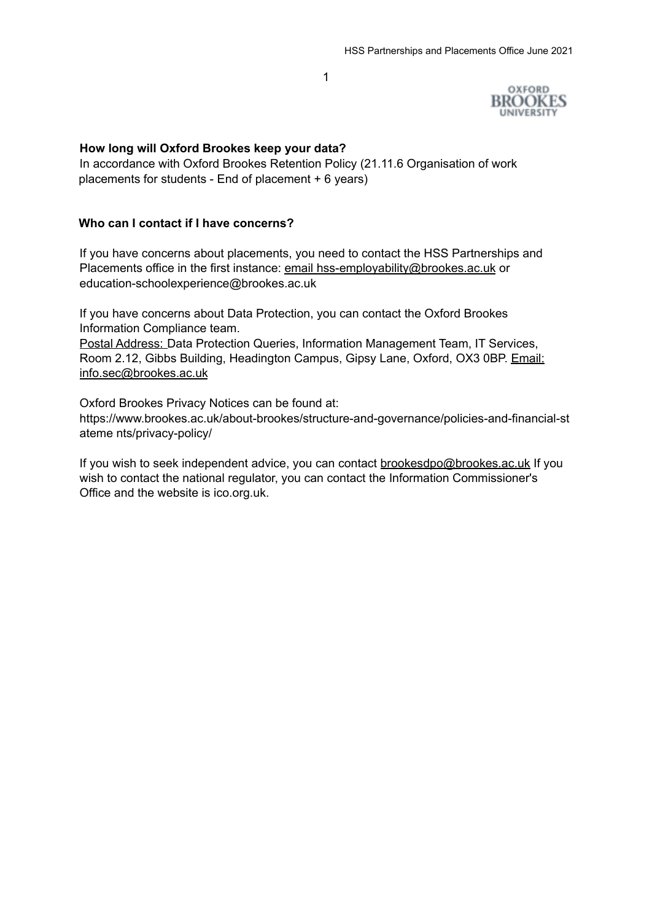**How long will Oxford Brookes keep your data?**

In accordance with Oxford Brookes Retention Policy (21.11.6 Organisation of work placements for students - End of placement + 6 years)

**Who can I contact if I have concerns?**

If you have concerns about placements, you need to contact the HSS Partnerships and Placements office in the first instance: email hss-employability@brookes.ac.uk or education-schoolexperience@brookes.ac.uk

If you have concerns about Data Protection, you can contact the Oxford Brookes Information Compliance team.
Postal Address: Data Protection Queries, Information Management Team, IT Services, Room 2.12, Gibbs Building, Headington Campus, Gipsy Lane, Oxford, OX3 0BP. Email: info.sec@brookes.ac.uk

Oxford Brookes Privacy Notices can be found at:
https://www.brookes.ac.uk/about-brookes/structure-and-governance/policies-and-financial-stateme nts/privacy-policy/

If you wish to seek independent advice, you can contact brookesdpo@brookes.ac.uk If you wish to contact the national regulator, you can contact the Information Commissioner's Office and the website is ico.org.uk.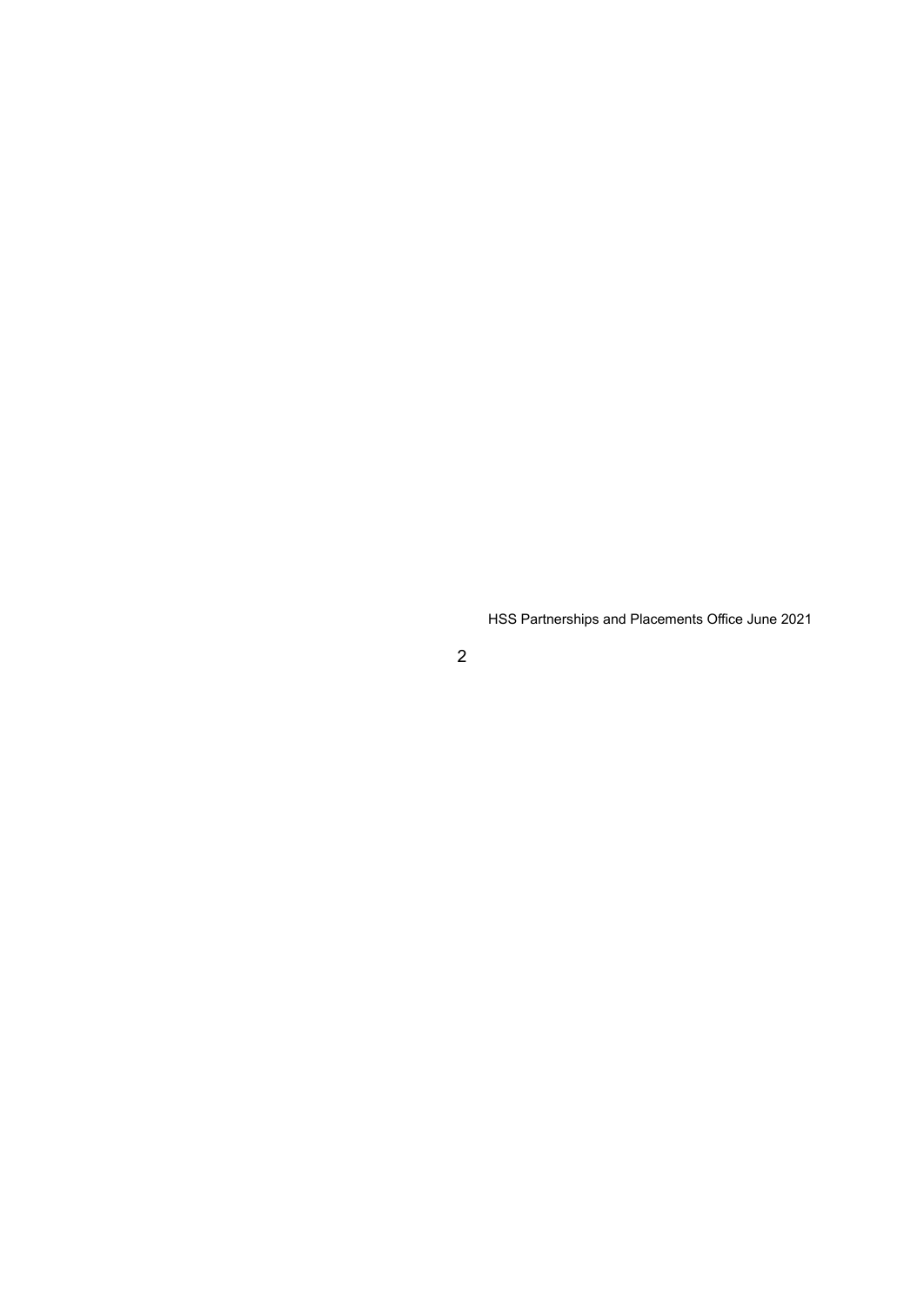HSS Partnerships and Placements Office June 2021